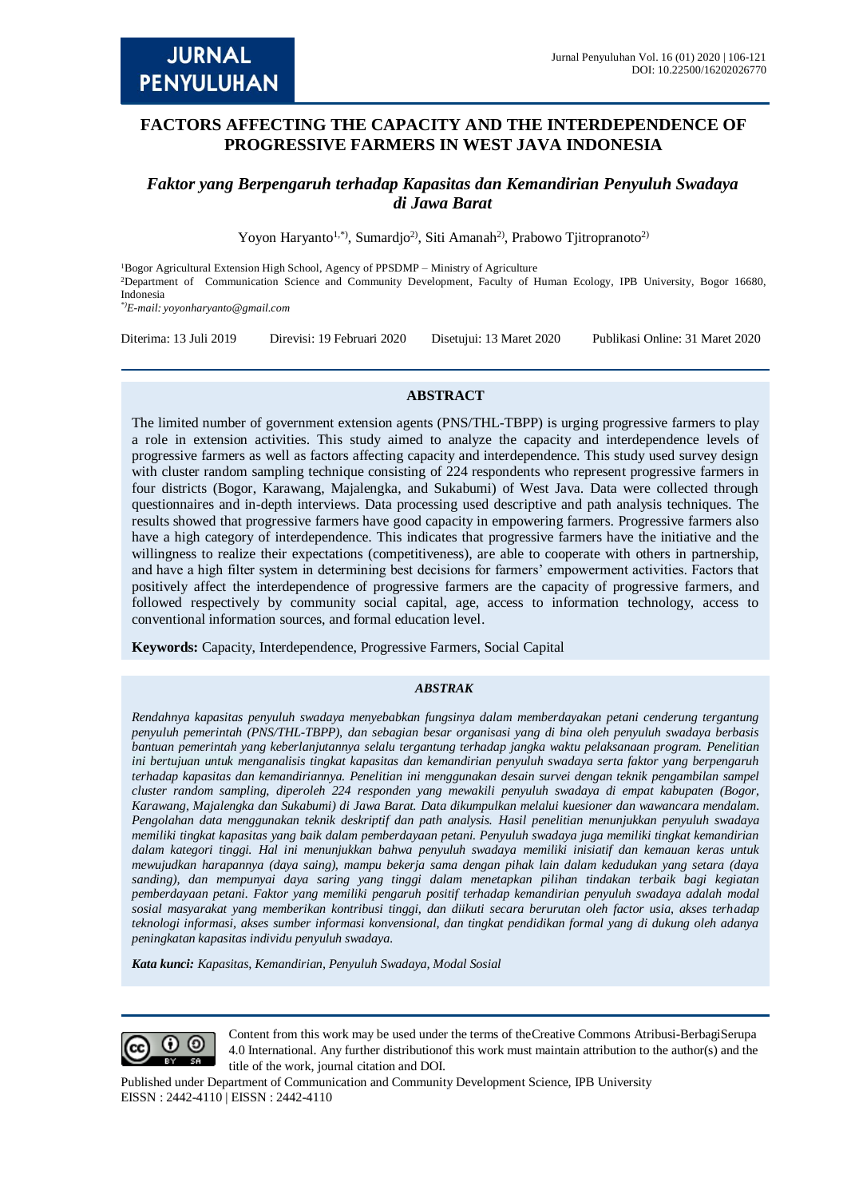# FACTORS AFFECTING THE CAPACITY AND THE INTERDEPENDENCE OF PROGRESSIVE FARMERS IN WEST JAVA INDONESIA

## *Faktor yang Berpengaruh terhadap Kapasitas dan Kemandirian Penyuluh Swadaya di Jawa Barat*

Yoyon Haryanto[1,*)], Sumardjo[2)], Siti Amanah[2)], Prabowo Tjitropranoto[2)]

[1]Bogor Agricultural Extension High School, Agency of PPSDMP – Ministry of Agriculture
[2]Department of Communication Science and Community Development, Faculty of Human Ecology, IPB University, Bogor 16680, Indonesia
[*)]*E-mail: yoyonharyanto@gmail.com*

Diterima: 13 Juli 2019 | Direvisi: 19 Februari 2020 | Disetujui: 13 Maret 2020 | Publikasi Online: 31 Maret 2020

### ABSTRACT

The limited number of government extension agents (PNS/THL-TBPP) is urging progressive farmers to play a role in extension activities. This study aimed to analyze the capacity and interdependence levels of progressive farmers as well as factors affecting capacity and interdependence. This study used survey design with cluster random sampling technique consisting of 224 respondents who represent progressive farmers in four districts (Bogor, Karawang, Majalengka, and Sukabumi) of West Java. Data were collected through questionnaires and in-depth interviews. Data processing used descriptive and path analysis techniques. The results showed that progressive farmers have good capacity in empowering farmers. Progressive farmers also have a high category of interdependence. This indicates that progressive farmers have the initiative and the willingness to realize their expectations (competitiveness), are able to cooperate with others in partnership, and have a high filter system in determining best decisions for farmers' empowerment activities. Factors that positively affect the interdependence of progressive farmers are the capacity of progressive farmers, and followed respectively by community social capital, age, access to information technology, access to conventional information sources, and formal education level.

**Keywords:** Capacity, Interdependence, Progressive Farmers, Social Capital

### *ABSTRAK*

*Rendahnya kapasitas penyuluh swadaya menyebabkan fungsinya dalam memberdayakan petani cenderung tergantung penyuluh pemerintah (PNS/THL-TBPP), dan sebagian besar organisasi yang di bina oleh penyuluh swadaya berbasis bantuan pemerintah yang keberlanjutannya selalu tergantung terhadap jangka waktu pelaksanaan program. Penelitian ini bertujuan untuk menganalisis tingkat kapasitas dan kemandirian penyuluh swadaya serta faktor yang berpengaruh terhadap kapasitas dan kemandiriannya. Penelitian ini menggunakan desain survei dengan teknik pengambilan sampel cluster random sampling, diperoleh 224 responden yang mewakili penyuluh swadaya di empat kabupaten (Bogor, Karawang, Majalengka dan Sukabumi) di Jawa Barat. Data dikumpulkan melalui kuesioner dan wawancara mendalam. Pengolahan data menggunakan teknik deskriptif dan path analysis. Hasil penelitian menunjukkan penyuluh swadaya memiliki tingkat kapasitas yang baik dalam pemberdayaan petani. Penyuluh swadaya juga memiliki tingkat kemandirian dalam kategori tinggi. Hal ini menunjukkan bahwa penyuluh swadaya memiliki inisiatif dan kemauan keras untuk mewujudkan harapannya (daya saing), mampu bekerja sama dengan pihak lain dalam kedudukan yang setara (daya sanding), dan mempunyai daya saring yang tinggi dalam menetapkan pilihan tindakan terbaik bagi kegiatan pemberdayaan petani. Faktor yang memiliki pengaruh positif terhadap kemandirian penyuluh swadaya adalah modal sosial masyarakat yang memberikan kontribusi tinggi, dan diikuti secara berurutan oleh factor usia, akses terhadap teknologi informasi, akses sumber informasi konvensional, dan tingkat pendidikan formal yang di dukung oleh adanya peningkatan kapasitas individu penyuluh swadaya.*

***Kata kunci:*** *Kapasitas, Kemandirian, Penyuluh Swadaya, Modal Sosial*

Content from this work may be used under the terms of theCreative Commons Atribusi-BerbagiSerupa 4.0 International. Any further distributionof this work must maintain attribution to the author(s) and the title of the work, journal citation and DOI.

Published under Department of Communication and Community Development Science, IPB University
EISSN : 2442-4110 | EISSN : 2442-4110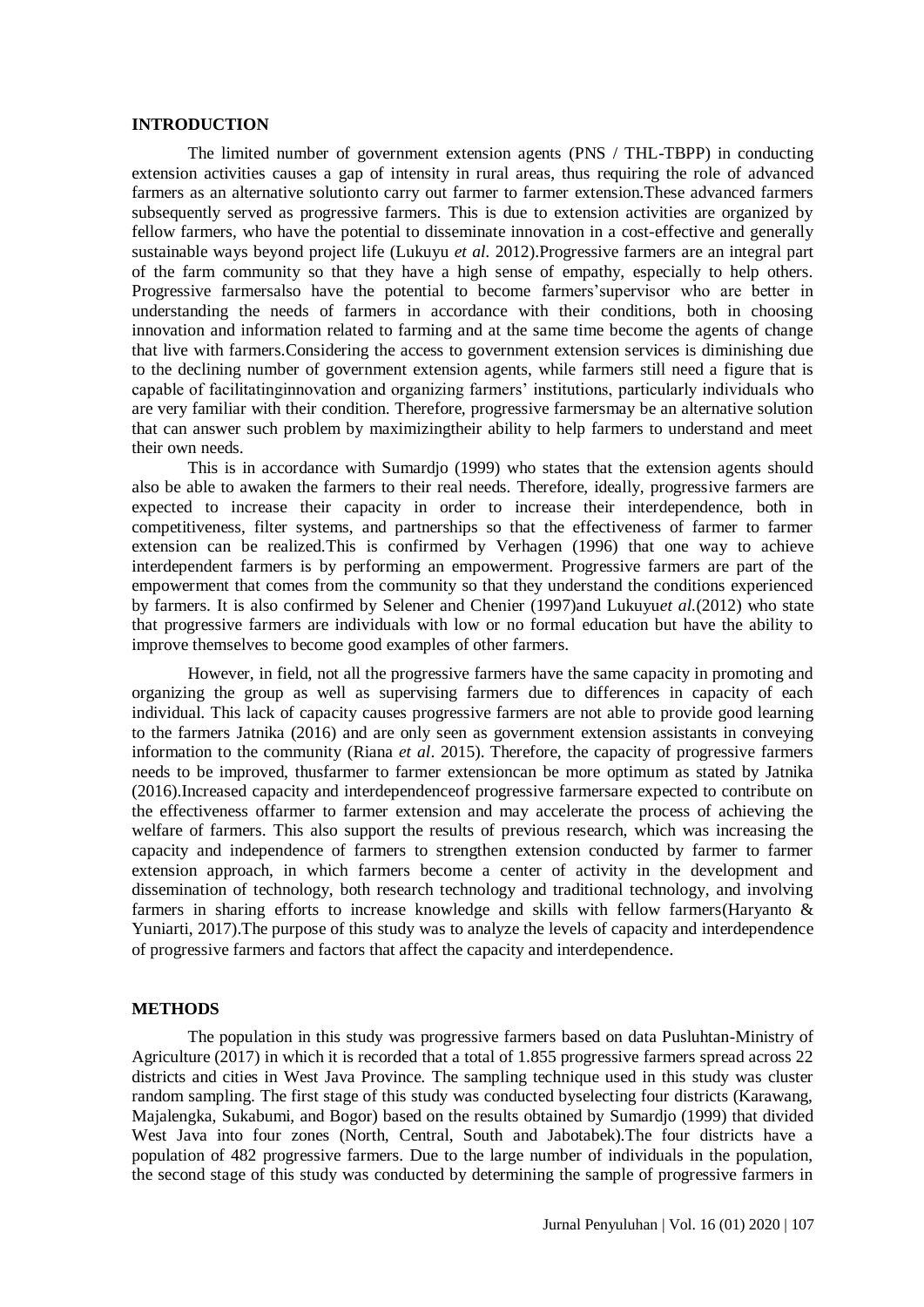## INTRODUCTION

The limited number of government extension agents (PNS / THL-TBPP) in conducting extension activities causes a gap of intensity in rural areas, thus requiring the role of advanced farmers as an alternative solutionto carry out farmer to farmer extension.These advanced farmers subsequently served as progressive farmers. This is due to extension activities are organized by fellow farmers, who have the potential to disseminate innovation in a cost-effective and generally sustainable ways beyond project life (Lukuyu *et al.* 2012).Progressive farmers are an integral part of the farm community so that they have a high sense of empathy, especially to help others. Progressive farmersalso have the potential to become farmers'supervisor who are better in understanding the needs of farmers in accordance with their conditions, both in choosing innovation and information related to farming and at the same time become the agents of change that live with farmers.Considering the access to government extension services is diminishing due to the declining number of government extension agents, while farmers still need a figure that is capable of facilitatinginnovation and organizing farmers' institutions, particularly individuals who are very familiar with their condition. Therefore, progressive farmersmay be an alternative solution that can answer such problem by maximizingtheir ability to help farmers to understand and meet their own needs.

This is in accordance with Sumardjo (1999) who states that the extension agents should also be able to awaken the farmers to their real needs. Therefore, ideally, progressive farmers are expected to increase their capacity in order to increase their interdependence, both in competitiveness, filter systems, and partnerships so that the effectiveness of farmer to farmer extension can be realized.This is confirmed by Verhagen (1996) that one way to achieve interdependent farmers is by performing an empowerment. Progressive farmers are part of the empowerment that comes from the community so that they understand the conditions experienced by farmers. It is also confirmed by Selener and Chenier (1997)and Lukuyu*et al.*(2012) who state that progressive farmers are individuals with low or no formal education but have the ability to improve themselves to become good examples of other farmers.

However, in field, not all the progressive farmers have the same capacity in promoting and organizing the group as well as supervising farmers due to differences in capacity of each individual. This lack of capacity causes progressive farmers are not able to provide good learning to the farmers Jatnika (2016) and are only seen as government extension assistants in conveying information to the community (Riana *et al*. 2015). Therefore, the capacity of progressive farmers needs to be improved, thusfarmer to farmer extensioncan be more optimum as stated by Jatnika (2016).Increased capacity and interdependenceof progressive farmersare expected to contribute on the effectiveness offarmer to farmer extension and may accelerate the process of achieving the welfare of farmers. This also support the results of previous research, which was increasing the capacity and independence of farmers to strengthen extension conducted by farmer to farmer extension approach, in which farmers become a center of activity in the development and dissemination of technology, both research technology and traditional technology, and involving farmers in sharing efforts to increase knowledge and skills with fellow farmers(Haryanto & Yuniarti, 2017).The purpose of this study was to analyze the levels of capacity and interdependence of progressive farmers and factors that affect the capacity and interdependence.

## METHODS

The population in this study was progressive farmers based on data Pusluhtan-Ministry of Agriculture (2017) in which it is recorded that a total of 1.855 progressive farmers spread across 22 districts and cities in West Java Province. The sampling technique used in this study was cluster random sampling. The first stage of this study was conducted byselecting four districts (Karawang, Majalengka, Sukabumi, and Bogor) based on the results obtained by Sumardjo (1999) that divided West Java into four zones (North, Central, South and Jabotabek).The four districts have a population of 482 progressive farmers. Due to the large number of individuals in the population, the second stage of this study was conducted by determining the sample of progressive farmers in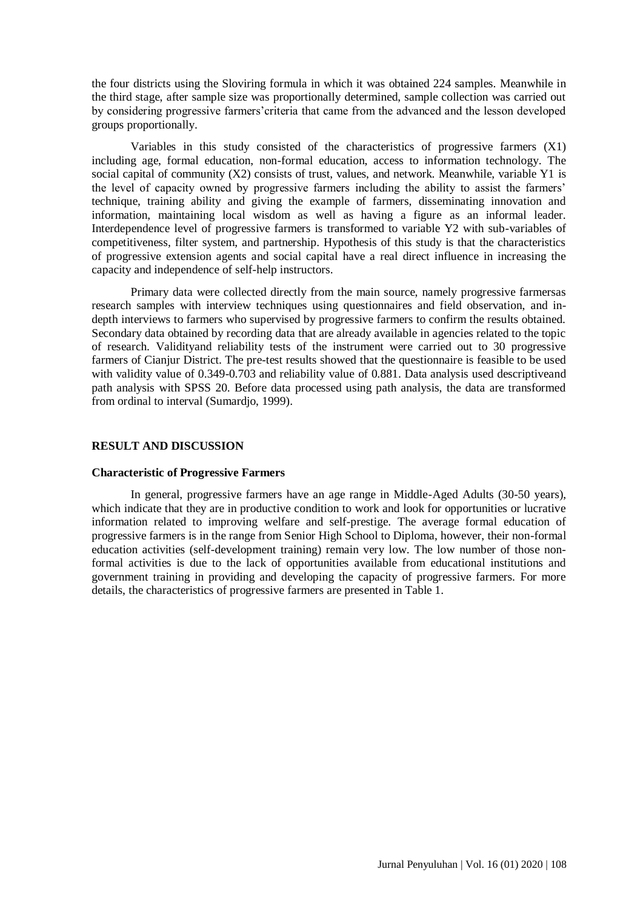the four districts using the Sloviring formula in which it was obtained 224 samples. Meanwhile in the third stage, after sample size was proportionally determined, sample collection was carried out by considering progressive farmers'criteria that came from the advanced and the lesson developed groups proportionally.

Variables in this study consisted of the characteristics of progressive farmers (X1) including age, formal education, non-formal education, access to information technology. The social capital of community (X2) consists of trust, values, and network. Meanwhile, variable Y1 is the level of capacity owned by progressive farmers including the ability to assist the farmers' technique, training ability and giving the example of farmers, disseminating innovation and information, maintaining local wisdom as well as having a figure as an informal leader. Interdependence level of progressive farmers is transformed to variable Y2 with sub-variables of competitiveness, filter system, and partnership. Hypothesis of this study is that the characteristics of progressive extension agents and social capital have a real direct influence in increasing the capacity and independence of self-help instructors.

Primary data were collected directly from the main source, namely progressive farmersas research samples with interview techniques using questionnaires and field observation, and in-depth interviews to farmers who supervised by progressive farmers to confirm the results obtained. Secondary data obtained by recording data that are already available in agencies related to the topic of research. Validityand reliability tests of the instrument were carried out to 30 progressive farmers of Cianjur District. The pre-test results showed that the questionnaire is feasible to be used with validity value of 0.349-0.703 and reliability value of 0.881. Data analysis used descriptiveand path analysis with SPSS 20. Before data processed using path analysis, the data are transformed from ordinal to interval (Sumardjo, 1999).

## RESULT AND DISCUSSION

### Characteristic of Progressive Farmers

In general, progressive farmers have an age range in Middle-Aged Adults (30-50 years), which indicate that they are in productive condition to work and look for opportunities or lucrative information related to improving welfare and self-prestige. The average formal education of progressive farmers is in the range from Senior High School to Diploma, however, their non-formal education activities (self-development training) remain very low. The low number of those non-formal activities is due to the lack of opportunities available from educational institutions and government training in providing and developing the capacity of progressive farmers. For more details, the characteristics of progressive farmers are presented in Table 1.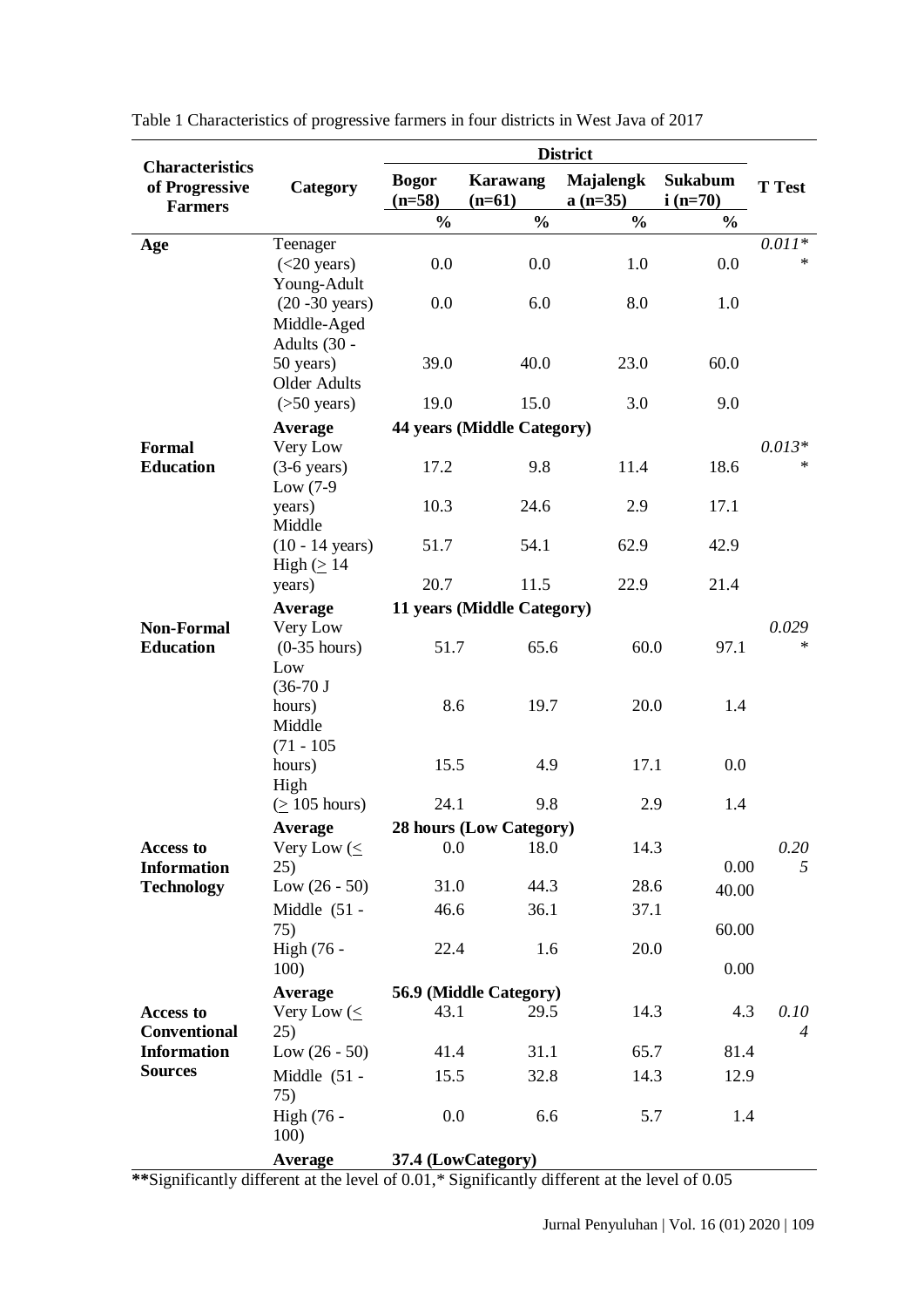Table 1 Characteristics of progressive farmers in four districts in West Java of 2017

| Characteristics of Progressive Farmers | Category | District | | | | T Test |
|---|---|---|---|---|---|---|
| | | Bogor (n=58) | Karawang (n=61) | Majalengka (n=35) | Sukabumi (n=70) | |
| | | % | % | % | % | |
| **Age** | Teenager (<20 years) | 0.0 | 0.0 | 1.0 | 0.0 | *0.011*** |
| | Young-Adult (20 -30 years) | 0.0 | 6.0 | 8.0 | 1.0 | |
| | Middle-Aged Adults (30 - 50 years) | 39.0 | 40.0 | 23.0 | 60.0 | |
| | Older Adults (>50 years) | 19.0 | 15.0 | 3.0 | 9.0 | |
| | **Average** | **44 years (Middle Category)** | | | | |
| **Formal Education** | Very Low (3-6 years) | 17.2 | 9.8 | 11.4 | 18.6 | *0.013*** |
| | Low (7-9 years) | 10.3 | 24.6 | 2.9 | 17.1 | |
| | Middle (10 - 14 years) | 51.7 | 54.1 | 62.9 | 42.9 | |
| | High (≥ 14 years) | 20.7 | 11.5 | 22.9 | 21.4 | |
| | **Average** | **11 years (Middle Category)** | | | | |
| **Non-Formal Education** | Very Low (0-35 hours) | 51.7 | 65.6 | 60.0 | 97.1 | *0.029** |
| | Low (36-70 J hours) | 8.6 | 19.7 | 20.0 | 1.4 | |
| | Middle (71 - 105 hours) | 15.5 | 4.9 | 17.1 | 0.0 | |
| | High (≥ 105 hours) | 24.1 | 9.8 | 2.9 | 1.4 | |
| | **Average** | **28 hours (Low Category)** | | | | |
| **Access to Information Technology** | Very Low (≤ 25) | 0.0 | 18.0 | 14.3 | 0.00 | *0.205* |
| | Low (26 - 50) | 31.0 | 44.3 | 28.6 | 40.00 | |
| | Middle (51 - 75) | 46.6 | 36.1 | 37.1 | 60.00 | |
| | High (76 - 100) | 22.4 | 1.6 | 20.0 | 0.00 | |
| | **Average** | **56.9 (Middle Category)** | | | | |
| **Access to Conventional Information Sources** | Very Low (≤ 25) | 43.1 | 29.5 | 14.3 | 4.3 | *0.104* |
| | Low (26 - 50) | 41.4 | 31.1 | 65.7 | 81.4 | |
| | Middle (51 - 75) | 15.5 | 32.8 | 14.3 | 12.9 | |
| | High (76 - 100) | 0.0 | 6.6 | 5.7 | 1.4 | |
| | **Average** | **37.4 (LowCategory)** | | | | |

**Significantly different at the level of 0.01,* Significantly different at the level of 0.05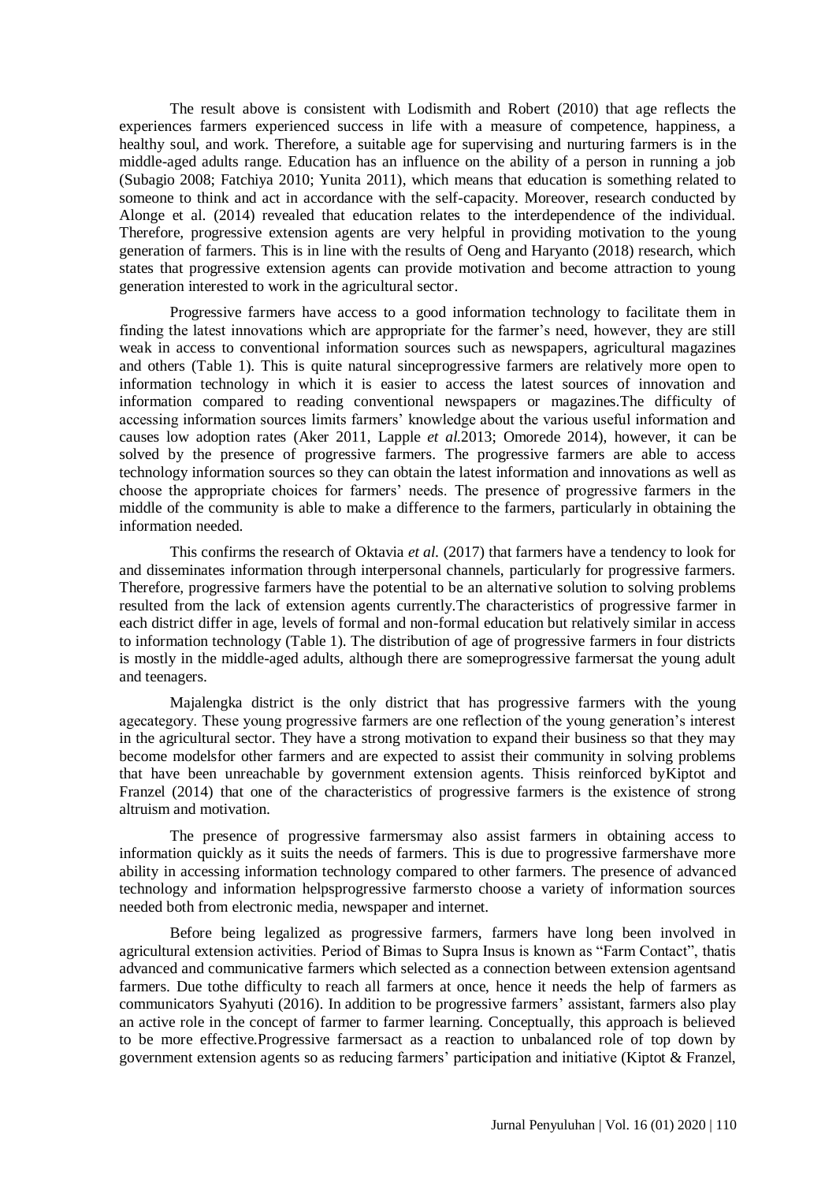The result above is consistent with Lodismith and Robert (2010) that age reflects the experiences farmers experienced success in life with a measure of competence, happiness, a healthy soul, and work. Therefore, a suitable age for supervising and nurturing farmers is in the middle-aged adults range. Education has an influence on the ability of a person in running a job (Subagio 2008; Fatchiya 2010; Yunita 2011), which means that education is something related to someone to think and act in accordance with the self-capacity. Moreover, research conducted by Alonge et al. (2014) revealed that education relates to the interdependence of the individual. Therefore, progressive extension agents are very helpful in providing motivation to the young generation of farmers. This is in line with the results of Oeng and Haryanto (2018) research, which states that progressive extension agents can provide motivation and become attraction to young generation interested to work in the agricultural sector.

Progressive farmers have access to a good information technology to facilitate them in finding the latest innovations which are appropriate for the farmer's need, however, they are still weak in access to conventional information sources such as newspapers, agricultural magazines and others (Table 1). This is quite natural sinceprogressive farmers are relatively more open to information technology in which it is easier to access the latest sources of innovation and information compared to reading conventional newspapers or magazines.The difficulty of accessing information sources limits farmers' knowledge about the various useful information and causes low adoption rates (Aker 2011, Lapple *et al.*2013; Omorede 2014), however, it can be solved by the presence of progressive farmers. The progressive farmers are able to access technology information sources so they can obtain the latest information and innovations as well as choose the appropriate choices for farmers' needs. The presence of progressive farmers in the middle of the community is able to make a difference to the farmers, particularly in obtaining the information needed.

This confirms the research of Oktavia *et al.* (2017) that farmers have a tendency to look for and disseminates information through interpersonal channels, particularly for progressive farmers. Therefore, progressive farmers have the potential to be an alternative solution to solving problems resulted from the lack of extension agents currently.The characteristics of progressive farmer in each district differ in age, levels of formal and non-formal education but relatively similar in access to information technology (Table 1). The distribution of age of progressive farmers in four districts is mostly in the middle-aged adults, although there are someprogressive farmersat the young adult and teenagers.

Majalengka district is the only district that has progressive farmers with the young agecategory. These young progressive farmers are one reflection of the young generation's interest in the agricultural sector. They have a strong motivation to expand their business so that they may become modelsfor other farmers and are expected to assist their community in solving problems that have been unreachable by government extension agents. Thisis reinforced byKiptot and Franzel (2014) that one of the characteristics of progressive farmers is the existence of strong altruism and motivation.

The presence of progressive farmersmay also assist farmers in obtaining access to information quickly as it suits the needs of farmers. This is due to progressive farmershave more ability in accessing information technology compared to other farmers. The presence of advanced technology and information helpsprogressive farmersto choose a variety of information sources needed both from electronic media, newspaper and internet.

Before being legalized as progressive farmers, farmers have long been involved in agricultural extension activities. Period of Bimas to Supra Insus is known as "Farm Contact", thatis advanced and communicative farmers which selected as a connection between extension agentsand farmers. Due tothe difficulty to reach all farmers at once, hence it needs the help of farmers as communicators Syahyuti (2016). In addition to be progressive farmers' assistant, farmers also play an active role in the concept of farmer to farmer learning. Conceptually, this approach is believed to be more effective.Progressive farmersact as a reaction to unbalanced role of top down by government extension agents so as reducing farmers' participation and initiative (Kiptot & Franzel,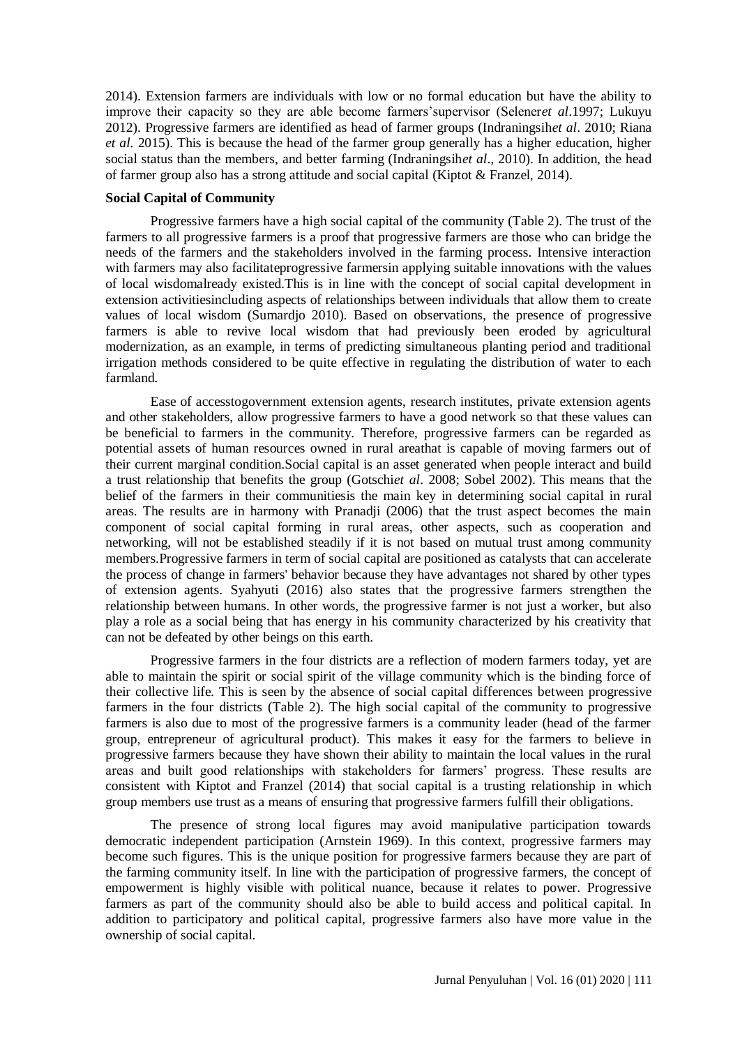2014). Extension farmers are individuals with low or no formal education but have the ability to improve their capacity so they are able become farmers'supervisor (Selener*et al*.1997; Lukuyu 2012). Progressive farmers are identified as head of farmer groups (Indraningsih*et al*. 2010; Riana *et al.* 2015). This is because the head of the farmer group generally has a higher education, higher social status than the members, and better farming (Indraningsih*et al*., 2010). In addition, the head of farmer group also has a strong attitude and social capital (Kiptot & Franzel, 2014).

**Social Capital of Community**

Progressive farmers have a high social capital of the community (Table 2). The trust of the farmers to all progressive farmers is a proof that progressive farmers are those who can bridge the needs of the farmers and the stakeholders involved in the farming process. Intensive interaction with farmers may also facilitateprogressive farmersin applying suitable innovations with the values of local wisdomalready existed.This is in line with the concept of social capital development in extension activitiesincluding aspects of relationships between individuals that allow them to create values of local wisdom (Sumardjo 2010). Based on observations, the presence of progressive farmers is able to revive local wisdom that had previously been eroded by agricultural modernization, as an example, in terms of predicting simultaneous planting period and traditional irrigation methods considered to be quite effective in regulating the distribution of water to each farmland.

Ease of accesstogovernment extension agents, research institutes, private extension agents and other stakeholders, allow progressive farmers to have a good network so that these values can be beneficial to farmers in the community. Therefore, progressive farmers can be regarded as potential assets of human resources owned in rural areathat is capable of moving farmers out of their current marginal condition.Social capital is an asset generated when people interact and build a trust relationship that benefits the group (Gotschi*et al*. 2008; Sobel 2002). This means that the belief of the farmers in their communitiesis the main key in determining social capital in rural areas. The results are in harmony with Pranadji (2006) that the trust aspect becomes the main component of social capital forming in rural areas, other aspects, such as cooperation and networking, will not be established steadily if it is not based on mutual trust among community members.Progressive farmers in term of social capital are positioned as catalysts that can accelerate the process of change in farmers' behavior because they have advantages not shared by other types of extension agents. Syahyuti (2016) also states that the progressive farmers strengthen the relationship between humans. In other words, the progressive farmer is not just a worker, but also play a role as a social being that has energy in his community characterized by his creativity that can not be defeated by other beings on this earth.

Progressive farmers in the four districts are a reflection of modern farmers today, yet are able to maintain the spirit or social spirit of the village community which is the binding force of their collective life. This is seen by the absence of social capital differences between progressive farmers in the four districts (Table 2). The high social capital of the community to progressive farmers is also due to most of the progressive farmers is a community leader (head of the farmer group, entrepreneur of agricultural product). This makes it easy for the farmers to believe in progressive farmers because they have shown their ability to maintain the local values in the rural areas and built good relationships with stakeholders for farmers' progress. These results are consistent with Kiptot and Franzel (2014) that social capital is a trusting relationship in which group members use trust as a means of ensuring that progressive farmers fulfill their obligations.

The presence of strong local figures may avoid manipulative participation towards democratic independent participation (Arnstein 1969). In this context, progressive farmers may become such figures. This is the unique position for progressive farmers because they are part of the farming community itself. In line with the participation of progressive farmers, the concept of empowerment is highly visible with political nuance, because it relates to power. Progressive farmers as part of the community should also be able to build access and political capital. In addition to participatory and political capital, progressive farmers also have more value in the ownership of social capital.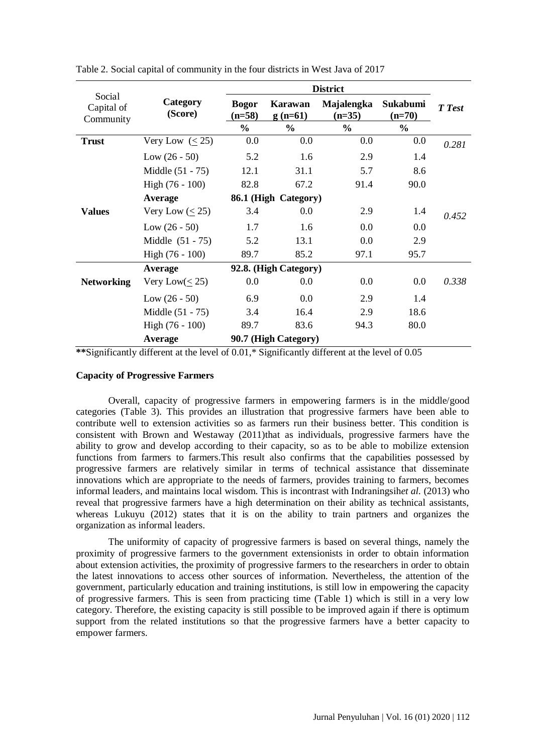Table 2. Social capital of community in the four districts in West Java of 2017

| Social Capital of Community | Category (Score) | District | | | | *T Test* |
|---|---|---|---|---|---|---|
| | | Bogor (n=58) | Karawang (n=61) | Majalengka (n=35) | Sukabumi (n=70) | |
| | | % | % | % | % | |
| **Trust** | Very Low (≤ 25) | 0.0 | 0.0 | 0.0 | 0.0 | *0.281* |
| | Low (26 - 50) | 5.2 | 1.6 | 2.9 | 1.4 | |
| | Middle (51 - 75) | 12.1 | 31.1 | 5.7 | 8.6 | |
| | High (76 - 100) | 82.8 | 67.2 | 91.4 | 90.0 | |
| | **Average** | **86.1 (High Category)** | | | | |
| **Values** | Very Low (≤ 25) | 3.4 | 0.0 | 2.9 | 1.4 | *0.452* |
| | Low (26 - 50) | 1.7 | 1.6 | 0.0 | 0.0 | |
| | Middle (51 - 75) | 5.2 | 13.1 | 0.0 | 2.9 | |
| | High (76 - 100) | 89.7 | 85.2 | 97.1 | 95.7 | |
| | **Average** | **92.8. (High Category)** | | | | |
| **Networking** | Very Low(≤ 25) | 0.0 | 0.0 | 0.0 | 0.0 | *0.338* |
| | Low (26 - 50) | 6.9 | 0.0 | 2.9 | 1.4 | |
| | Middle (51 - 75) | 3.4 | 16.4 | 2.9 | 18.6 | |
| | High (76 - 100) | 89.7 | 83.6 | 94.3 | 80.0 | |
| | **Average** | **90.7 (High Category)** | | | | |

**Significantly different at the level of 0.01,* Significantly different at the level of 0.05

**Capacity of Progressive Farmers**

Overall, capacity of progressive farmers in empowering farmers is in the middle/good categories (Table 3). This provides an illustration that progressive farmers have been able to contribute well to extension activities so as farmers run their business better. This condition is consistent with Brown and Westaway (2011)that as individuals, progressive farmers have the ability to grow and develop according to their capacity, so as to be able to mobilize extension functions from farmers to farmers.This result also confirms that the capabilities possessed by progressive farmers are relatively similar in terms of technical assistance that disseminate innovations which are appropriate to the needs of farmers, provides training to farmers, becomes informal leaders, and maintains local wisdom. This is incontrast with Indraningsih*et al.* (2013) who reveal that progressive farmers have a high determination on their ability as technical assistants, whereas Lukuyu (2012) states that it is on the ability to train partners and organizes the organization as informal leaders.

The uniformity of capacity of progressive farmers is based on several things, namely the proximity of progressive farmers to the government extensionists in order to obtain information about extension activities, the proximity of progressive farmers to the researchers in order to obtain the latest innovations to access other sources of information. Nevertheless, the attention of the government, particularly education and training institutions, is still low in empowering the capacity of progressive farmers. This is seen from practicing time (Table 1) which is still in a very low category. Therefore, the existing capacity is still possible to be improved again if there is optimum support from the related institutions so that the progressive farmers have a better capacity to empower farmers.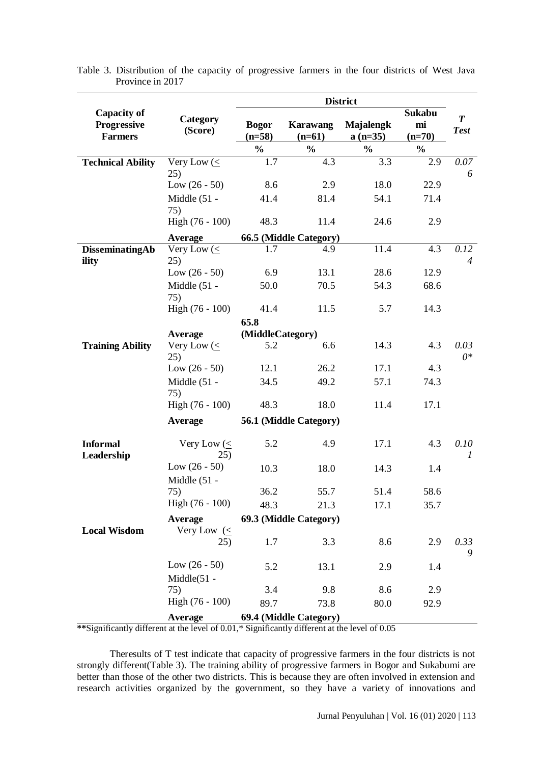Table 3. Distribution of the capacity of progressive farmers in the four districts of West Java Province in 2017

| Capacity of Progressive Farmers | Category (Score) | District | | | | *T Test* |
|---|---|---|---|---|---|---|
| | | Bogor (n=58) | Karawang (n=61) | Majalengka (n=35) | Sukabumi (n=70) | |
| | | % | % | % | % | |
| **Technical Ability** | Very Low (≤ 25) | 1.7 | 4.3 | 3.3 | 2.9 | *0.076* |
| | Low (26 - 50) | 8.6 | 2.9 | 18.0 | 22.9 | |
| | Middle (51 - 75) | 41.4 | 81.4 | 54.1 | 71.4 | |
| | High (76 - 100) | 48.3 | 11.4 | 24.6 | 2.9 | |
| | **Average** | **66.5 (Middle Category)** | | | | |
| **DisseminatingAbility** | Very Low (≤ 25) | 1.7 | 4.9 | 11.4 | 4.3 | *0.124* |
| | Low (26 - 50) | 6.9 | 13.1 | 28.6 | 12.9 | |
| | Middle (51 - 75) | 50.0 | 70.5 | 54.3 | 68.6 | |
| | High (76 - 100) | 41.4 | 11.5 | 5.7 | 14.3 | |
| | **Average** | **65.8 (MiddleCategory)** | | | | |
| **Training Ability** | Very Low (≤ 25) | 5.2 | 6.6 | 14.3 | 4.3 | *0.030\** |
| | Low (26 - 50) | 12.1 | 26.2 | 17.1 | 4.3 | |
| | Middle (51 - 75) | 34.5 | 49.2 | 57.1 | 74.3 | |
| | High (76 - 100) | 48.3 | 18.0 | 11.4 | 17.1 | |
| | **Average** | **56.1 (Middle Category)** | | | | |
| **Informal Leadership** | Very Low (≤ 25) | 5.2 | 4.9 | 17.1 | 4.3 | *0.101* |
| | Low (26 - 50) | 10.3 | 18.0 | 14.3 | 1.4 | |
| | Middle (51 - 75) | 36.2 | 55.7 | 51.4 | 58.6 | |
| | High (76 - 100) | 48.3 | 21.3 | 17.1 | 35.7 | |
| | **Average** | **69.3 (Middle Category)** | | | | |
| **Local Wisdom** | Very Low (≤ 25) | 1.7 | 3.3 | 8.6 | 2.9 | *0.339* |
| | Low (26 - 50) | 5.2 | 13.1 | 2.9 | 1.4 | |
| | Middle(51 - 75) | 3.4 | 9.8 | 8.6 | 2.9 | |
| | High (76 - 100) | 89.7 | 73.8 | 80.0 | 92.9 | |
| | **Average** | **69.4 (Middle Category)** | | | | |

**\*\***Significantly different at the level of 0.01,* Significantly different at the level of 0.05

Theresults of T test indicate that capacity of progressive farmers in the four districts is not strongly different(Table 3). The training ability of progressive farmers in Bogor and Sukabumi are better than those of the other two districts. This is because they are often involved in extension and research activities organized by the government, so they have a variety of innovations and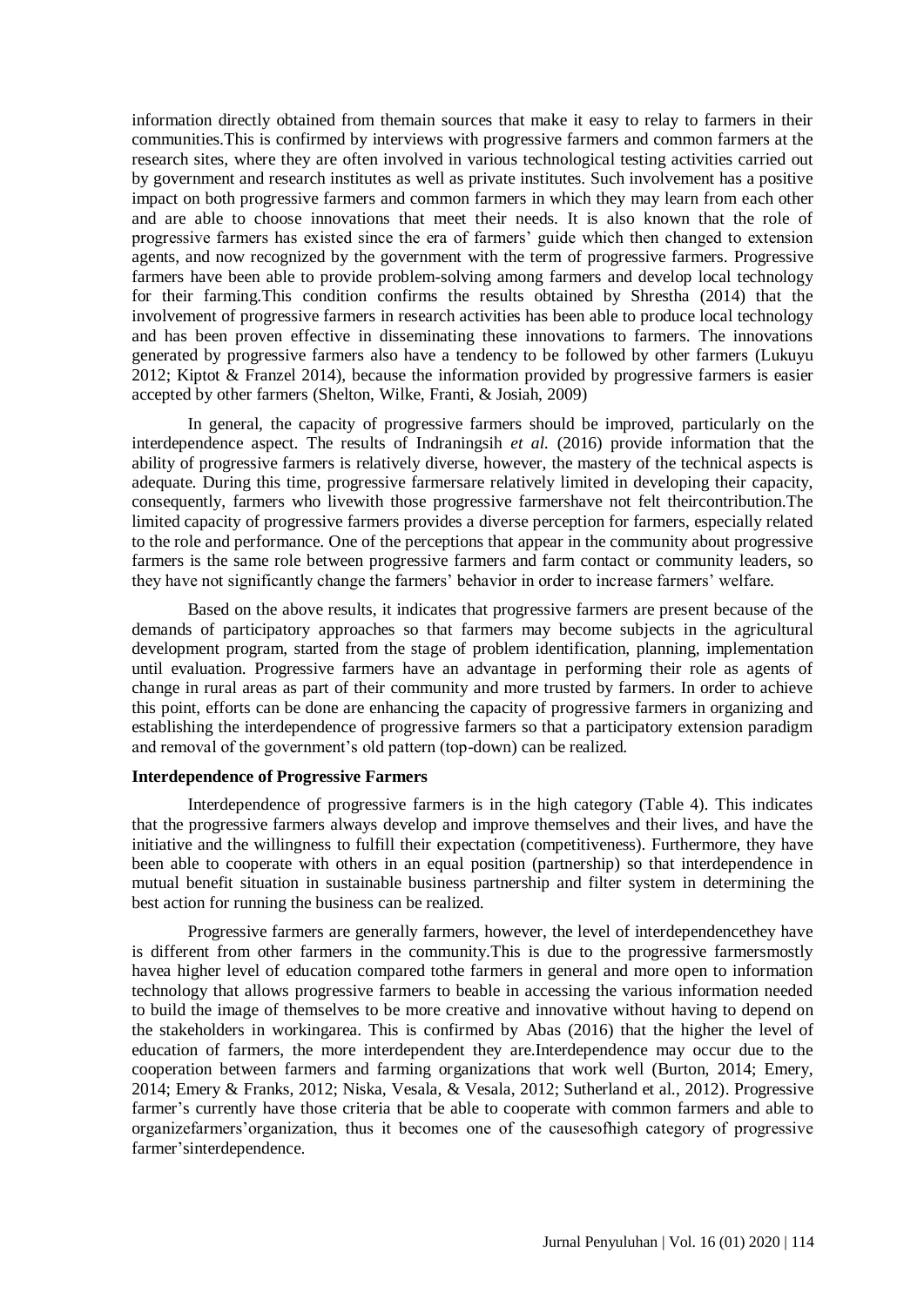information directly obtained from themain sources that make it easy to relay to farmers in their communities.This is confirmed by interviews with progressive farmers and common farmers at the research sites, where they are often involved in various technological testing activities carried out by government and research institutes as well as private institutes. Such involvement has a positive impact on both progressive farmers and common farmers in which they may learn from each other and are able to choose innovations that meet their needs. It is also known that the role of progressive farmers has existed since the era of farmers' guide which then changed to extension agents, and now recognized by the government with the term of progressive farmers. Progressive farmers have been able to provide problem-solving among farmers and develop local technology for their farming.This condition confirms the results obtained by Shrestha (2014) that the involvement of progressive farmers in research activities has been able to produce local technology and has been proven effective in disseminating these innovations to farmers. The innovations generated by progressive farmers also have a tendency to be followed by other farmers (Lukuyu 2012; Kiptot & Franzel 2014), because the information provided by progressive farmers is easier accepted by other farmers (Shelton, Wilke, Franti, & Josiah, 2009)

In general, the capacity of progressive farmers should be improved, particularly on the interdependence aspect. The results of Indraningsih *et al.* (2016) provide information that the ability of progressive farmers is relatively diverse, however, the mastery of the technical aspects is adequate. During this time, progressive farmersare relatively limited in developing their capacity, consequently, farmers who livewith those progressive farmershave not felt theircontribution.The limited capacity of progressive farmers provides a diverse perception for farmers, especially related to the role and performance. One of the perceptions that appear in the community about progressive farmers is the same role between progressive farmers and farm contact or community leaders, so they have not significantly change the farmers' behavior in order to increase farmers' welfare.

Based on the above results, it indicates that progressive farmers are present because of the demands of participatory approaches so that farmers may become subjects in the agricultural development program, started from the stage of problem identification, planning, implementation until evaluation. Progressive farmers have an advantage in performing their role as agents of change in rural areas as part of their community and more trusted by farmers. In order to achieve this point, efforts can be done are enhancing the capacity of progressive farmers in organizing and establishing the interdependence of progressive farmers so that a participatory extension paradigm and removal of the government's old pattern (top-down) can be realized.

**Interdependence of Progressive Farmers**

Interdependence of progressive farmers is in the high category (Table 4). This indicates that the progressive farmers always develop and improve themselves and their lives, and have the initiative and the willingness to fulfill their expectation (competitiveness). Furthermore, they have been able to cooperate with others in an equal position (partnership) so that interdependence in mutual benefit situation in sustainable business partnership and filter system in determining the best action for running the business can be realized.

Progressive farmers are generally farmers, however, the level of interdependencethey have is different from other farmers in the community.This is due to the progressive farmersmostly havea higher level of education compared tothe farmers in general and more open to information technology that allows progressive farmers to beable in accessing the various information needed to build the image of themselves to be more creative and innovative without having to depend on the stakeholders in workingarea. This is confirmed by Abas (2016) that the higher the level of education of farmers, the more interdependent they are.Interdependence may occur due to the cooperation between farmers and farming organizations that work well (Burton, 2014; Emery, 2014; Emery & Franks, 2012; Niska, Vesala, & Vesala, 2012; Sutherland et al., 2012). Progressive farmer's currently have those criteria that be able to cooperate with common farmers and able to organizefarmers'organization, thus it becomes one of the causesofhigh category of progressive farmer'sinterdependence.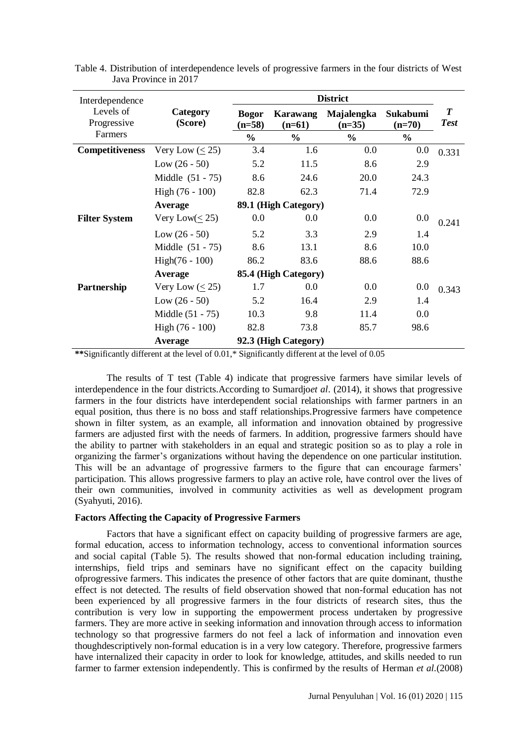Table 4. Distribution of interdependence levels of progressive farmers in the four districts of West Java Province in 2017

| Interdependence Levels of Progressive Farmers | Category (Score) | District | | | | *T Test* |
|---|---|---|---|---|---|---|
| | | **Bogor (n=58)** | **Karawang (n=61)** | **Majalengka (n=35)** | **Sukabumi (n=70)** | |
| | | **%** | **%** | **%** | **%** | |
| **Competitiveness** | Very Low (≤ 25) | 3.4 | 1.6 | 0.0 | 0.0 | 0.331 |
| | Low (26 - 50) | 5.2 | 11.5 | 8.6 | 2.9 | |
| | Middle (51 - 75) | 8.6 | 24.6 | 20.0 | 24.3 | |
| | High (76 - 100) | 82.8 | 62.3 | 71.4 | 72.9 | |
| | **Average** | **89.1 (High Category)** | | | | |
| **Filter System** | Very Low(≤ 25) | 0.0 | 0.0 | 0.0 | 0.0 | 0.241 |
| | Low (26 - 50) | 5.2 | 3.3 | 2.9 | 1.4 | |
| | Middle (51 - 75) | 8.6 | 13.1 | 8.6 | 10.0 | |
| | High(76 - 100) | 86.2 | 83.6 | 88.6 | 88.6 | |
| | **Average** | **85.4 (High Category)** | | | | |
| **Partnership** | Very Low (≤ 25) | 1.7 | 0.0 | 0.0 | 0.0 | 0.343 |
| | Low (26 - 50) | 5.2 | 16.4 | 2.9 | 1.4 | |
| | Middle (51 - 75) | 10.3 | 9.8 | 11.4 | 0.0 | |
| | High (76 - 100) | 82.8 | 73.8 | 85.7 | 98.6 | |
| | **Average** | **92.3 (High Category)** | | | | |

**Significantly different at the level of 0.01,* Significantly different at the level of 0.05

The results of T test (Table 4) indicate that progressive farmers have similar levels of interdependence in the four districts.According to Sumardjo*et al*. (2014), it shows that progressive farmers in the four districts have interdependent social relationships with farmer partners in an equal position, thus there is no boss and staff relationships.Progressive farmers have competence shown in filter system, as an example, all information and innovation obtained by progressive farmers are adjusted first with the needs of farmers. In addition, progressive farmers should have the ability to partner with stakeholders in an equal and strategic position so as to play a role in organizing the farmer's organizations without having the dependence on one particular institution. This will be an advantage of progressive farmers to the figure that can encourage farmers' participation. This allows progressive farmers to play an active role, have control over the lives of their own communities, involved in community activities as well as development program (Syahyuti, 2016).

### Factors Affecting the Capacity of Progressive Farmers

Factors that have a significant effect on capacity building of progressive farmers are age, formal education, access to information technology, access to conventional information sources and social capital (Table 5). The results showed that non-formal education including training, internships, field trips and seminars have no significant effect on the capacity building ofprogressive farmers. This indicates the presence of other factors that are quite dominant, thusthe effect is not detected. The results of field observation showed that non-formal education has not been experienced by all progressive farmers in the four districts of research sites, thus the contribution is very low in supporting the empowerment process undertaken by progressive farmers. They are more active in seeking information and innovation through access to information technology so that progressive farmers do not feel a lack of information and innovation even thoughdescriptively non-formal education is in a very low category. Therefore, progressive farmers have internalized their capacity in order to look for knowledge, attitudes, and skills needed to run farmer to farmer extension independently. This is confirmed by the results of Herman *et al*.(2008)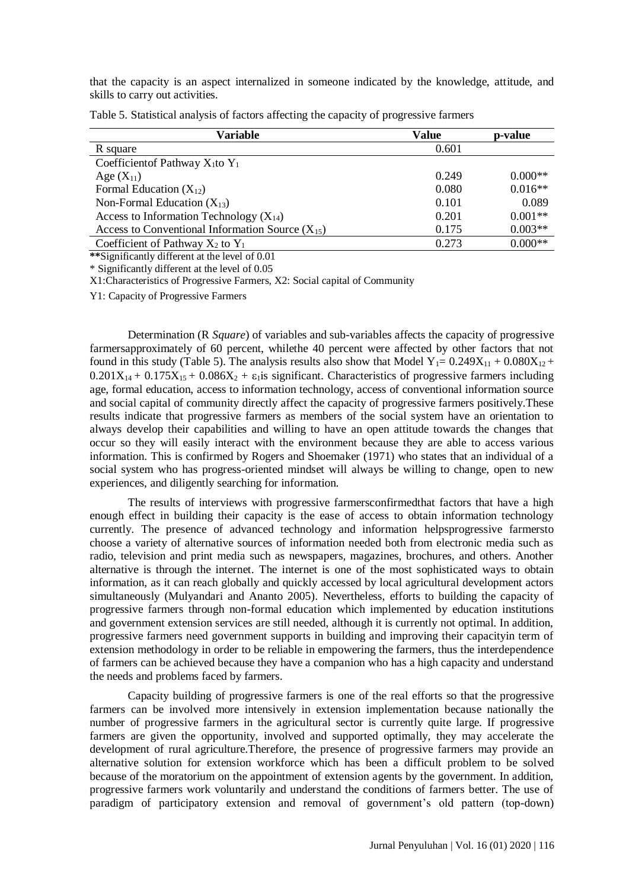that the capacity is an aspect internalized in someone indicated by the knowledge, attitude, and skills to carry out activities.

Table 5. Statistical analysis of factors affecting the capacity of progressive farmers

| Variable | Value | p-value |
|---|---|---|
| R square | 0.601 | |
| Coefficientof Pathway $X_1$to $Y_1$ | | |
| Age ($X_{11}$) | 0.249 | 0.000** |
| Formal Education ($X_{12}$) | 0.080 | 0.016** |
| Non-Formal Education ($X_{13}$) | 0.101 | 0.089 |
| Access to Information Technology ($X_{14}$) | 0.201 | 0.001** |
| Access to Conventional Information Source ($X_{15}$) | 0.175 | 0.003** |
| Coefficient of Pathway $X_2$ to $Y_1$ | 0.273 | 0.000** |

**Significantly different at the level of 0.01

* Significantly different at the level of 0.05

X1:Characteristics of Progressive Farmers, X2: Social capital of Community

Y1: Capacity of Progressive Farmers

Determination (R *Square*) of variables and sub-variables affects the capacity of progressive farmersapproximately of 60 percent, whilethe 40 percent were affected by other factors that not found in this study (Table 5). The analysis results also show that Model $Y_1= 0.249X_{11} + 0.080X_{12} + 0.201X_{14} + 0.175X_{15} + 0.086X_2 + \varepsilon_1$is significant. Characteristics of progressive farmers including age, formal education, access to information technology, access of conventional information source and social capital of community directly affect the capacity of progressive farmers positively.These results indicate that progressive farmers as members of the social system have an orientation to always develop their capabilities and willing to have an open attitude towards the changes that occur so they will easily interact with the environment because they are able to access various information. This is confirmed by Rogers and Shoemaker (1971) who states that an individual of a social system who has progress-oriented mindset will always be willing to change, open to new experiences, and diligently searching for information.

The results of interviews with progressive farmersconfirmedthat factors that have a high enough effect in building their capacity is the ease of access to obtain information technology currently. The presence of advanced technology and information helpsprogressive farmersto choose a variety of alternative sources of information needed both from electronic media such as radio, television and print media such as newspapers, magazines, brochures, and others. Another alternative is through the internet. The internet is one of the most sophisticated ways to obtain information, as it can reach globally and quickly accessed by local agricultural development actors simultaneously (Mulyandari and Ananto 2005). Nevertheless, efforts to building the capacity of progressive farmers through non-formal education which implemented by education institutions and government extension services are still needed, although it is currently not optimal. In addition, progressive farmers need government supports in building and improving their capacityin term of extension methodology in order to be reliable in empowering the farmers, thus the interdependence of farmers can be achieved because they have a companion who has a high capacity and understand the needs and problems faced by farmers.

Capacity building of progressive farmers is one of the real efforts so that the progressive farmers can be involved more intensively in extension implementation because nationally the number of progressive farmers in the agricultural sector is currently quite large. If progressive farmers are given the opportunity, involved and supported optimally, they may accelerate the development of rural agriculture.Therefore, the presence of progressive farmers may provide an alternative solution for extension workforce which has been a difficult problem to be solved because of the moratorium on the appointment of extension agents by the government. In addition, progressive farmers work voluntarily and understand the conditions of farmers better. The use of paradigm of participatory extension and removal of government's old pattern (top-down)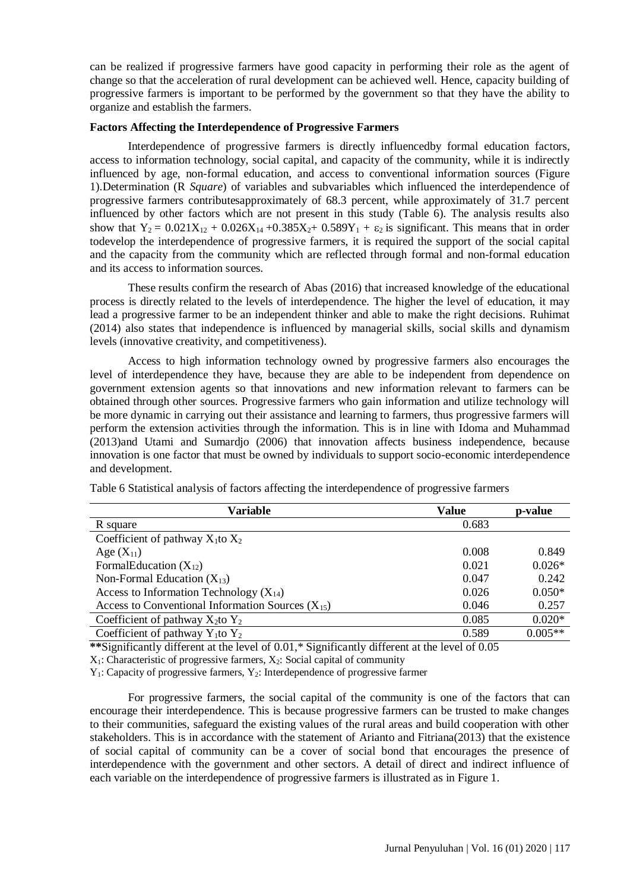can be realized if progressive farmers have good capacity in performing their role as the agent of change so that the acceleration of rural development can be achieved well. Hence, capacity building of progressive farmers is important to be performed by the government so that they have the ability to organize and establish the farmers.

### Factors Affecting the Interdependence of Progressive Farmers

Interdependence of progressive farmers is directly influencedby formal education factors, access to information technology, social capital, and capacity of the community, while it is indirectly influenced by age, non-formal education, and access to conventional information sources (Figure 1).Determination (R *Square*) of variables and subvariables which influenced the interdependence of progressive farmers contributesapproximately of 68.3 percent, while approximately of 31.7 percent influenced by other factors which are not present in this study (Table 6). The analysis results also show that $Y_2 = 0.021X_{12} + 0.026X_{14} + 0.385X_2 + 0.589Y_1 + \varepsilon_2$ is significant. This means that in order todevelop the interdependence of progressive farmers, it is required the support of the social capital and the capacity from the community which are reflected through formal and non-formal education and its access to information sources.

These results confirm the research of Abas (2016) that increased knowledge of the educational process is directly related to the levels of interdependence. The higher the level of education, it may lead a progressive farmer to be an independent thinker and able to make the right decisions. Ruhimat (2014) also states that independence is influenced by managerial skills, social skills and dynamism levels (innovative creativity, and competitiveness).

Access to high information technology owned by progressive farmers also encourages the level of interdependence they have, because they are able to be independent from dependence on government extension agents so that innovations and new information relevant to farmers can be obtained through other sources. Progressive farmers who gain information and utilize technology will be more dynamic in carrying out their assistance and learning to farmers, thus progressive farmers will perform the extension activities through the information. This is in line with Idoma and Muhammad (2013)and Utami and Sumardjo (2006) that innovation affects business independence, because innovation is one factor that must be owned by individuals to support socio-economic interdependence and development.

Table 6 Statistical analysis of factors affecting the interdependence of progressive farmers

| Variable | Value | p-value |
|---|---|---|
| R square | 0.683 | |
| Coefficient of pathway $X_1$to $X_2$ | | |
| Age ($X_{11}$) | 0.008 | 0.849 |
| FormalEducation ($X_{12}$) | 0.021 | 0.026* |
| Non-Formal Education ($X_{13}$) | 0.047 | 0.242 |
| Access to Information Technology ($X_{14}$) | 0.026 | 0.050* |
| Access to Conventional Information Sources ($X_{15}$) | 0.046 | 0.257 |
| Coefficient of pathway $X_2$to $Y_2$ | 0.085 | 0.020* |
| Coefficient of pathway $Y_1$to $Y_2$ | 0.589 | 0.005** |

**Significantly different at the level of 0.01,* Significantly different at the level of 0.05

$X_1$: Characteristic of progressive farmers, $X_2$: Social capital of community

$Y_1$: Capacity of progressive farmers, $Y_2$: Interdependence of progressive farmer

For progressive farmers, the social capital of the community is one of the factors that can encourage their interdependence. This is because progressive farmers can be trusted to make changes to their communities, safeguard the existing values of the rural areas and build cooperation with other stakeholders. This is in accordance with the statement of Arianto and Fitriana(2013) that the existence of social capital of community can be a cover of social bond that encourages the presence of interdependence with the government and other sectors. A detail of direct and indirect influence of each variable on the interdependence of progressive farmers is illustrated as in Figure 1.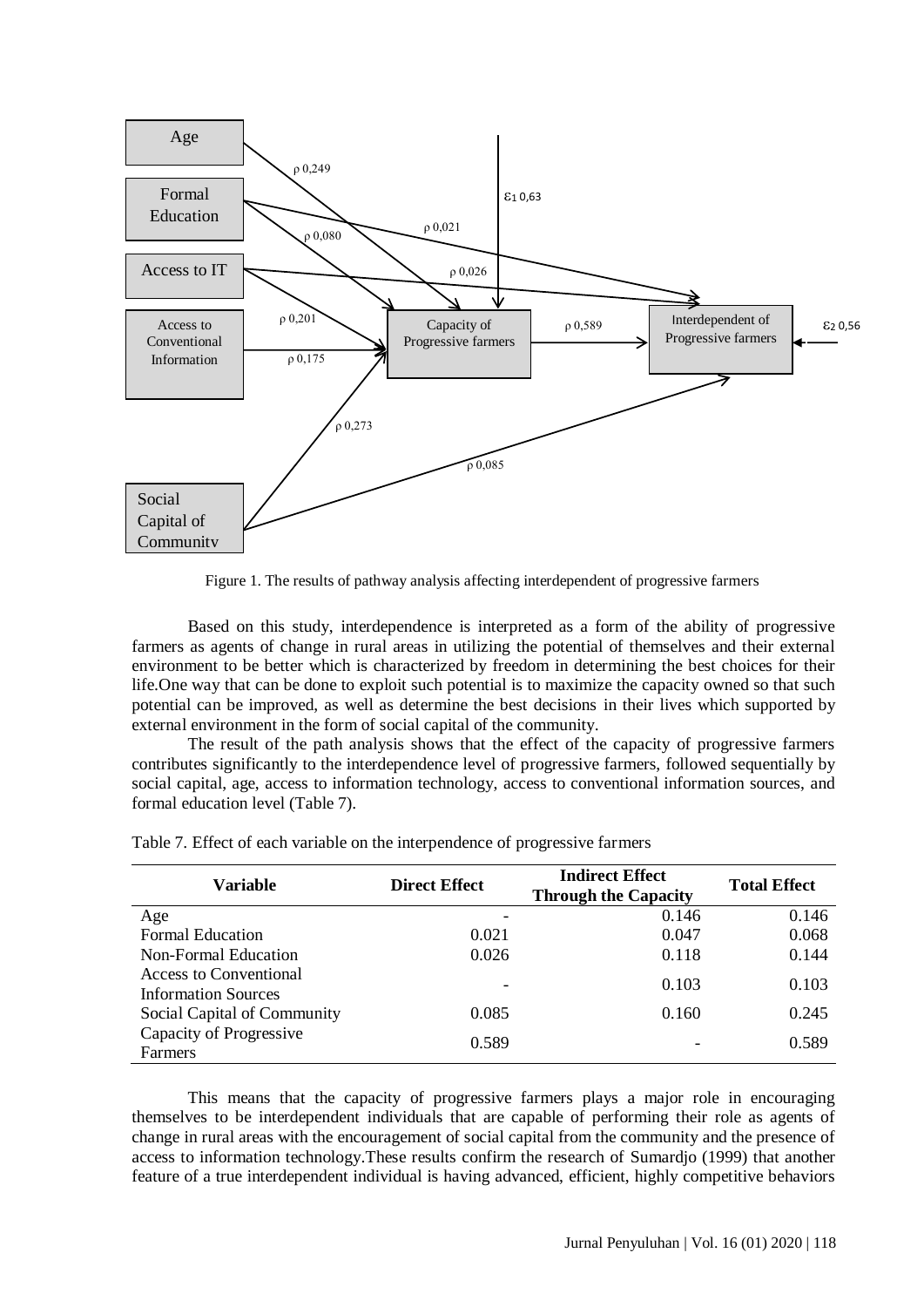Figure 1. The results of pathway analysis affecting interdependent of progressive farmers

Based on this study, interdependence is interpreted as a form of the ability of progressive farmers as agents of change in rural areas in utilizing the potential of themselves and their external environment to be better which is characterized by freedom in determining the best choices for their life.One way that can be done to exploit such potential is to maximize the capacity owned so that such potential can be improved, as well as determine the best decisions in their lives which supported by external environment in the form of social capital of the community.

The result of the path analysis shows that the effect of the capacity of progressive farmers contributes significantly to the interdependence level of progressive farmers, followed sequentially by social capital, age, access to information technology, access to conventional information sources, and formal education level (Table 7).

Table 7. Effect of each variable on the interpendence of progressive farmers

| Variable | Direct Effect | Indirect Effect Through the Capacity | Total Effect |
|---|---|---|---|
| Age | - | 0.146 | 0.146 |
| Formal Education | 0.021 | 0.047 | 0.068 |
| Non-Formal Education | 0.026 | 0.118 | 0.144 |
| Access to Conventional Information Sources | - | 0.103 | 0.103 |
| Social Capital of Community | 0.085 | 0.160 | 0.245 |
| Capacity of Progressive Farmers | 0.589 | - | 0.589 |

This means that the capacity of progressive farmers plays a major role in encouraging themselves to be interdependent individuals that are capable of performing their role as agents of change in rural areas with the encouragement of social capital from the community and the presence of access to information technology.These results confirm the research of Sumardjo (1999) that another feature of a true interdependent individual is having advanced, efficient, highly competitive behaviors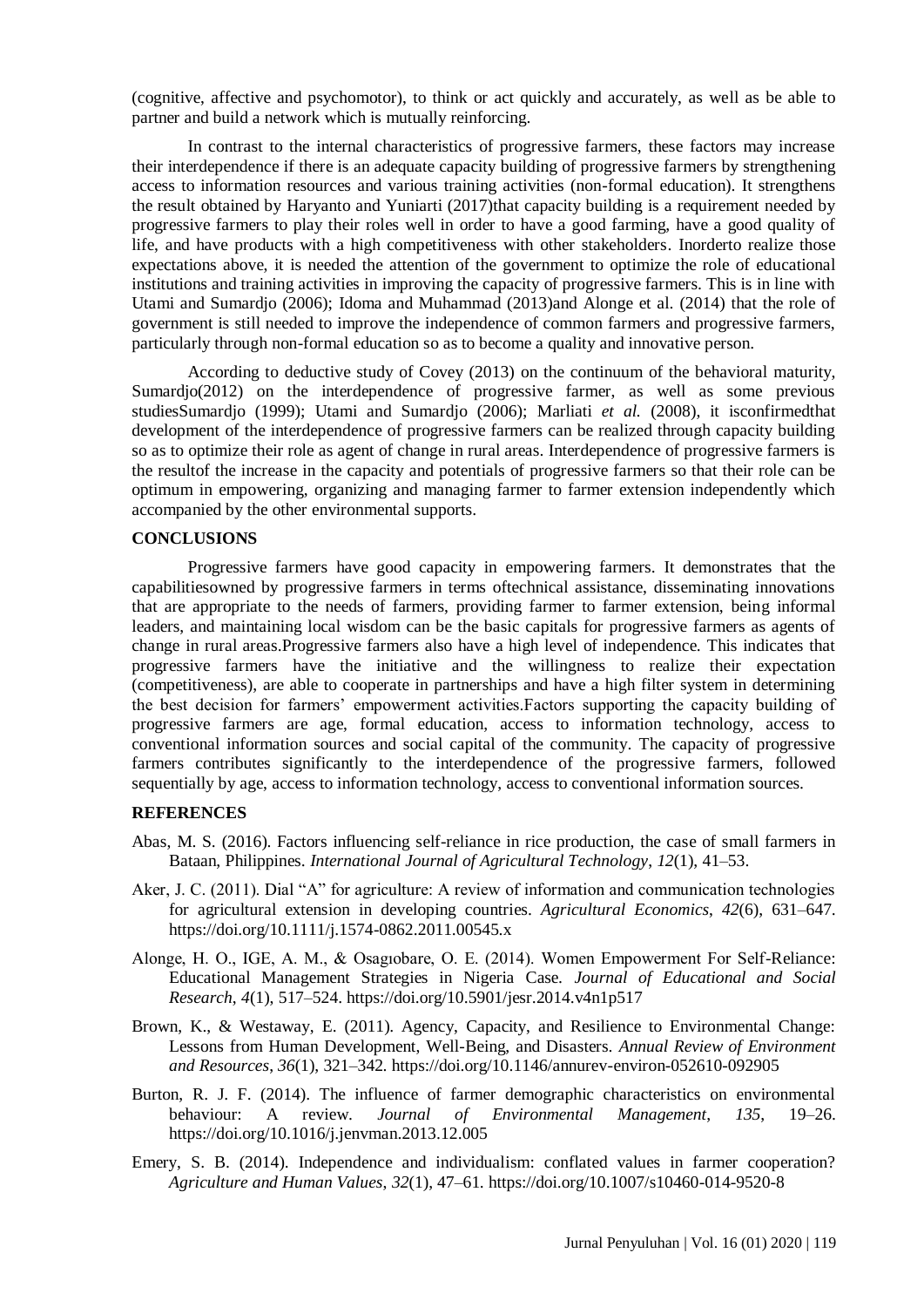(cognitive, affective and psychomotor), to think or act quickly and accurately, as well as be able to partner and build a network which is mutually reinforcing.

In contrast to the internal characteristics of progressive farmers, these factors may increase their interdependence if there is an adequate capacity building of progressive farmers by strengthening access to information resources and various training activities (non-formal education). It strengthens the result obtained by Haryanto and Yuniarti (2017)that capacity building is a requirement needed by progressive farmers to play their roles well in order to have a good farming, have a good quality of life, and have products with a high competitiveness with other stakeholders. Inorderto realize those expectations above, it is needed the attention of the government to optimize the role of educational institutions and training activities in improving the capacity of progressive farmers. This is in line with Utami and Sumardjo (2006); Idoma and Muhammad (2013)and Alonge et al. (2014) that the role of government is still needed to improve the independence of common farmers and progressive farmers, particularly through non-formal education so as to become a quality and innovative person.

According to deductive study of Covey (2013) on the continuum of the behavioral maturity, Sumardjo(2012) on the interdependence of progressive farmer, as well as some previous studiesSumardjo (1999); Utami and Sumardjo (2006); Marliati *et al.* (2008), it isconfirmedthat development of the interdependence of progressive farmers can be realized through capacity building so as to optimize their role as agent of change in rural areas. Interdependence of progressive farmers is the resultof the increase in the capacity and potentials of progressive farmers so that their role can be optimum in empowering, organizing and managing farmer to farmer extension independently which accompanied by the other environmental supports.

## CONCLUSIONS

Progressive farmers have good capacity in empowering farmers. It demonstrates that the capabilitiesowned by progressive farmers in terms oftechnical assistance, disseminating innovations that are appropriate to the needs of farmers, providing farmer to farmer extension, being informal leaders, and maintaining local wisdom can be the basic capitals for progressive farmers as agents of change in rural areas.Progressive farmers also have a high level of independence. This indicates that progressive farmers have the initiative and the willingness to realize their expectation (competitiveness), are able to cooperate in partnerships and have a high filter system in determining the best decision for farmers' empowerment activities.Factors supporting the capacity building of progressive farmers are age, formal education, access to information technology, access to conventional information sources and social capital of the community. The capacity of progressive farmers contributes significantly to the interdependence of the progressive farmers, followed sequentially by age, access to information technology, access to conventional information sources.

## REFERENCES

Abas, M. S. (2016). Factors influencing self-reliance in rice production, the case of small farmers in Bataan, Philippines. *International Journal of Agricultural Technology*, *12*(1), 41–53.

Aker, J. C. (2011). Dial "A" for agriculture: A review of information and communication technologies for agricultural extension in developing countries. *Agricultural Economics*, *42*(6), 631–647. https://doi.org/10.1111/j.1574-0862.2011.00545.x

Alonge, H. O., IGE, A. M., & Osagıobare, O. E. (2014). Women Empowerment For Self-Reliance: Educational Management Strategies in Nigeria Case. *Journal of Educational and Social Research*, *4*(1), 517–524. https://doi.org/10.5901/jesr.2014.v4n1p517

Brown, K., & Westaway, E. (2011). Agency, Capacity, and Resilience to Environmental Change: Lessons from Human Development, Well-Being, and Disasters. *Annual Review of Environment and Resources*, *36*(1), 321–342. https://doi.org/10.1146/annurev-environ-052610-092905

Burton, R. J. F. (2014). The influence of farmer demographic characteristics on environmental behaviour: A review. *Journal of Environmental Management*, *135*, 19–26. https://doi.org/10.1016/j.jenvman.2013.12.005

Emery, S. B. (2014). Independence and individualism: conflated values in farmer cooperation? *Agriculture and Human Values*, *32*(1), 47–61. https://doi.org/10.1007/s10460-014-9520-8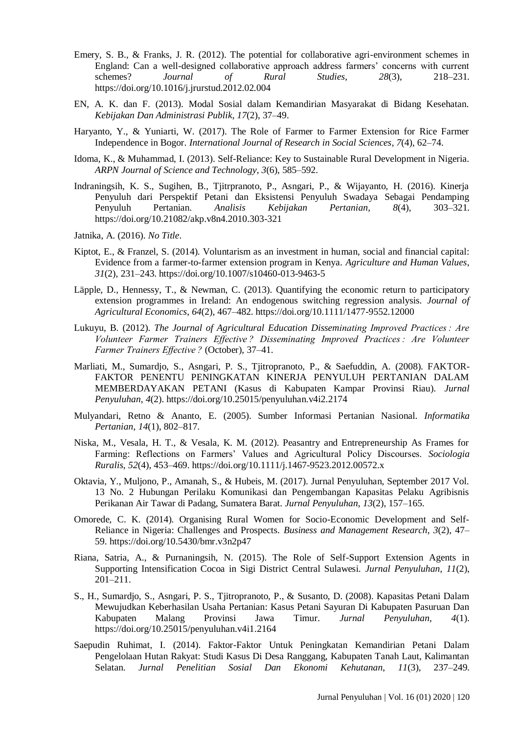Emery, S. B., & Franks, J. R. (2012). The potential for collaborative agri-environment schemes in England: Can a well-designed collaborative approach address farmers' concerns with current schemes? *Journal of Rural Studies*, *28*(3), 218–231. https://doi.org/10.1016/j.jrurstud.2012.02.004

EN, A. K. dan F. (2013). Modal Sosial dalam Kemandirian Masyarakat di Bidang Kesehatan. *Kebijakan Dan Administrasi Publik*, *17*(2), 37–49.

Haryanto, Y., & Yuniarti, W. (2017). The Role of Farmer to Farmer Extension for Rice Farmer Independence in Bogor. *International Journal of Research in Social Sciences*, *7*(4), 62–74.

Idoma, K., & Muhammad, I. (2013). Self-Reliance: Key to Sustainable Rural Development in Nigeria. *ARPN Journal of Science and Technology*, *3*(6), 585–592.

Indraningsih, K. S., Sugihen, B., Tjitrpranoto, P., Asngari, P., & Wijayanto, H. (2016). Kinerja Penyuluh dari Perspektif Petani dan Eksistensi Penyuluh Swadaya Sebagai Pendamping Penyuluh Pertanian. *Analisis Kebijakan Pertanian*, *8*(4), 303–321. https://doi.org/10.21082/akp.v8n4.2010.303-321

Jatnika, A. (2016). *No Title*.

Kiptot, E., & Franzel, S. (2014). Voluntarism as an investment in human, social and financial capital: Evidence from a farmer-to-farmer extension program in Kenya. *Agriculture and Human Values*, *31*(2), 231–243. https://doi.org/10.1007/s10460-013-9463-5

Läpple, D., Hennessy, T., & Newman, C. (2013). Quantifying the economic return to participatory extension programmes in Ireland: An endogenous switching regression analysis. *Journal of Agricultural Economics*, *64*(2), 467–482. https://doi.org/10.1111/1477-9552.12000

Lukuyu, B. (2012). *The Journal of Agricultural Education Disseminating Improved Practices : Are Volunteer Farmer Trainers Effective ? Disseminating Improved Practices : Are Volunteer Farmer Trainers Effective ?* (October), 37–41.

Marliati, M., Sumardjo, S., Asngari, P. S., Tjitropranoto, P., & Saefuddin, A. (2008). FAKTOR-FAKTOR PENENTU PENINGKATAN KINERJA PENYULUH PERTANIAN DALAM MEMBERDAYAKAN PETANI (Kasus di Kabupaten Kampar Provinsi Riau). *Jurnal Penyuluhan*, *4*(2). https://doi.org/10.25015/penyuluhan.v4i2.2174

Mulyandari, Retno & Ananto, E. (2005). Sumber Informasi Pertanian Nasional. *Informatika Pertanian*, *14*(1), 802–817.

Niska, M., Vesala, H. T., & Vesala, K. M. (2012). Peasantry and Entrepreneurship As Frames for Farming: Reflections on Farmers' Values and Agricultural Policy Discourses. *Sociologia Ruralis*, *52*(4), 453–469. https://doi.org/10.1111/j.1467-9523.2012.00572.x

Oktavia, Y., Muljono, P., Amanah, S., & Hubeis, M. (2017). Jurnal Penyuluhan, September 2017 Vol. 13 No. 2 Hubungan Perilaku Komunikasi dan Pengembangan Kapasitas Pelaku Agribisnis Perikanan Air Tawar di Padang, Sumatera Barat. *Jurnal Penyuluhan*, *13*(2), 157–165.

Omorede, C. K. (2014). Organising Rural Women for Socio-Economic Development and Self-Reliance in Nigeria: Challenges and Prospects. *Business and Management Research*, *3*(2), 47–59. https://doi.org/10.5430/bmr.v3n2p47

Riana, Satria, A., & Purnaningsih, N. (2015). The Role of Self-Support Extension Agents in Supporting Intensification Cocoa in Sigi District Central Sulawesi. *Jurnal Penyuluhan*, *11*(2), 201–211.

S., H., Sumardjo, S., Asngari, P. S., Tjitropranoto, P., & Susanto, D. (2008). Kapasitas Petani Dalam Mewujudkan Keberhasilan Usaha Pertanian: Kasus Petani Sayuran Di Kabupaten Pasuruan Dan Kabupaten Malang Provinsi Jawa Timur. *Jurnal Penyuluhan*, *4*(1). https://doi.org/10.25015/penyuluhan.v4i1.2164

Saepudin Ruhimat, I. (2014). Faktor-Faktor Untuk Peningkatan Kemandirian Petani Dalam Pengelolaan Hutan Rakyat: Studi Kasus Di Desa Ranggang, Kabupaten Tanah Laut, Kalimantan Selatan. *Jurnal Penelitian Sosial Dan Ekonomi Kehutanan*, *11*(3), 237–249.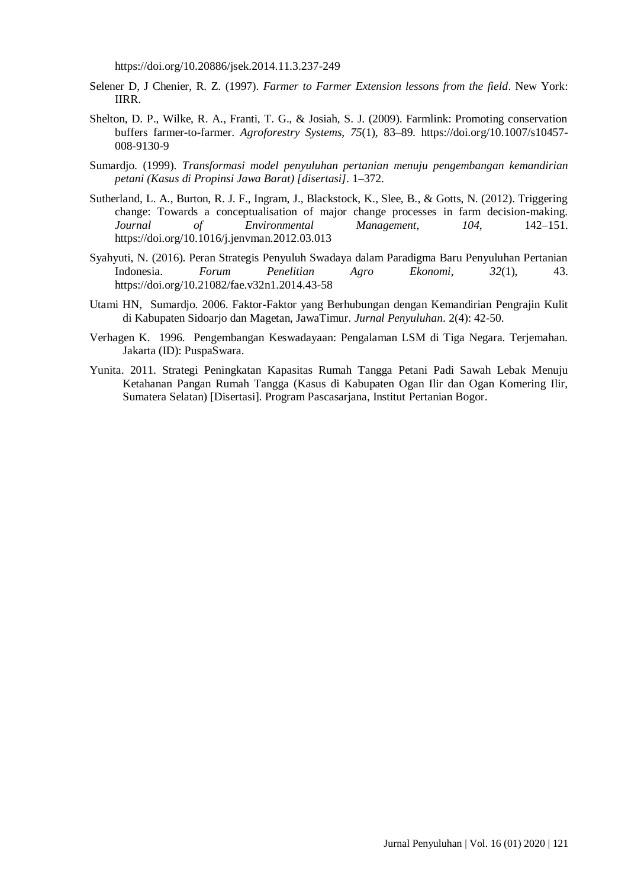https://doi.org/10.20886/jsek.2014.11.3.237-249

Selener D, J Chenier, R. Z. (1997). *Farmer to Farmer Extension lessons from the field*. New York: IIRR.

Shelton, D. P., Wilke, R. A., Franti, T. G., & Josiah, S. J. (2009). Farmlink: Promoting conservation buffers farmer-to-farmer. *Agroforestry Systems*, *75*(1), 83–89. https://doi.org/10.1007/s10457-008-9130-9

Sumardjo. (1999). *Transformasi model penyuluhan pertanian menuju pengembangan kemandirian petani (Kasus di Propinsi Jawa Barat) [disertasi]*. 1–372.

Sutherland, L. A., Burton, R. J. F., Ingram, J., Blackstock, K., Slee, B., & Gotts, N. (2012). Triggering change: Towards a conceptualisation of major change processes in farm decision-making. *Journal of Environmental Management*, *104*, 142–151. https://doi.org/10.1016/j.jenvman.2012.03.013

Syahyuti, N. (2016). Peran Strategis Penyuluh Swadaya dalam Paradigma Baru Penyuluhan Pertanian Indonesia. *Forum Penelitian Agro Ekonomi*, *32*(1), 43. https://doi.org/10.21082/fae.v32n1.2014.43-58

Utami HN, Sumardjo. 2006. Faktor-Faktor yang Berhubungan dengan Kemandirian Pengrajin Kulit di Kabupaten Sidoarjo dan Magetan, JawaTimur. *Jurnal Penyuluhan*. 2(4): 42-50.

Verhagen K. 1996. Pengembangan Keswadayaan: Pengalaman LSM di Tiga Negara. Terjemahan. Jakarta (ID): PuspaSwara.

Yunita. 2011. Strategi Peningkatan Kapasitas Rumah Tangga Petani Padi Sawah Lebak Menuju Ketahanan Pangan Rumah Tangga (Kasus di Kabupaten Ogan Ilir dan Ogan Komering Ilir, Sumatera Selatan) [Disertasi]. Program Pascasarjana, Institut Pertanian Bogor.